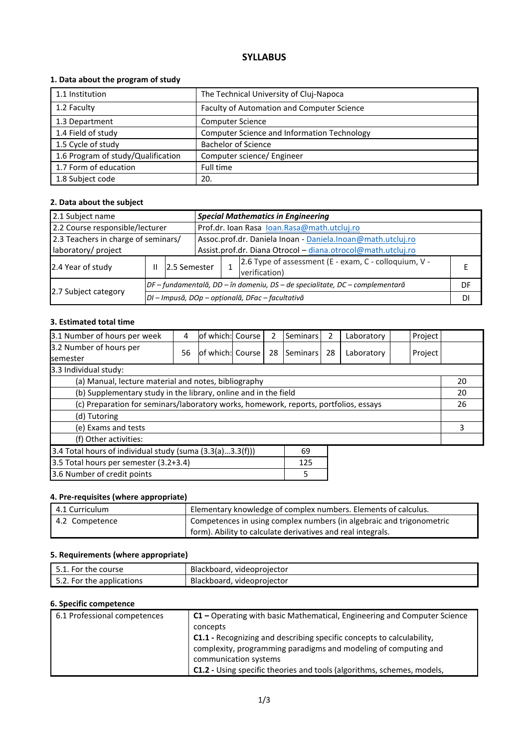# SYLLABUS

### 1. Data about the program of study

| | |
|---|---|
| 1.1 Institution | The Technical University of Cluj-Napoca |
| 1.2 Faculty | Faculty of Automation and Computer Science |
| 1.3 Department | Computer Science |
| 1.4 Field of study | Computer Science and Information Technology |
| 1.5 Cycle of study | Bachelor of Science |
| 1.6 Program of study/Qualification | Computer science/ Engineer |
| 1.7 Form of education | Full time |
| 1.8 Subject code | 20. |

### 2. Data about the subject

| | | | | | |
|---|---|---|---|---|---|
| 2.1 Subject name | ***Special Mathematics in Engineering*** | | | | |
| 2.2 Course responsible/lecturer | Prof.dr. Ioan Rasa Ioan.Rasa@math.utcluj.ro | | | | |
| 2.3 Teachers in charge of seminars/ laboratory/ project | Assoc.prof.dr. Daniela Inoan - Daniela.Inoan@math.utcluj.ro<br>Assist.prof.dr. Diana Otrocol – diana.otrocol@math.utcluj.ro | | | | |
| 2.4 Year of study | II | 2.5 Semester | 1 | 2.6 Type of assessment (E - exam, C - colloquium, V - verification) | E |
| 2.7 Subject category | *DF – fundamentală, DD – în domeniu, DS – de specialitate, DC – complementară* | | | | DF |
| | *DI – Impusă, DOp – opțională, DFac – facultativă* | | | | DI |

### 3. Estimated total time

| | | | | | | | | | |
|---|---|---|---|---|---|---|---|---|---|
| 3.1 Number of hours per week | 4 | of which: Course | 2 | Seminars | 2 | Laboratory | | Project | |
| 3.2 Number of hours per semester | 56 | of which: Course | 28 | Seminars | 28 | Laboratory | | Project | |
| 3.3 Individual study: | | | | | | | | | |
| (a) Manual, lecture material and notes, bibliography | | | | | | | | | 20 |
| (b) Supplementary study in the library, online and in the field | | | | | | | | | 20 |
| (c) Preparation for seminars/laboratory works, homework, reports, portfolios, essays | | | | | | | | | 26 |
| (d) Tutoring | | | | | | | | | |
| (e) Exams and tests | | | | | | | | | 3 |
| (f) Other activities: | | | | | | | | | |

| | |
|---|---|
| 3.4 Total hours of individual study (suma (3.3(a)...3.3(f))) | 69 |
| 3.5 Total hours per semester (3.2+3.4) | 125 |
| 3.6 Number of credit points | 5 |

### 4. Pre-requisites (where appropriate)

| | |
|---|---|
| 4.1 Curriculum | Elementary knowledge of complex numbers. Elements of calculus. |
| 4.2 Competence | Competences in using complex numbers (in algebraic and trigonometric form). Ability to calculate derivatives and real integrals. |

### 5. Requirements (where appropriate)

| | |
|---|---|
| 5.1. For the course | Blackboard, videoprojector |
| 5.2. For the applications | Blackboard, videoprojector |

### 6. Specific competence

| | |
|---|---|
| 6.1 Professional competences | **C1 –** Operating with basic Mathematical, Engineering and Computer Science concepts<br>**C1.1 -** Recognizing and describing specific concepts to calculability, complexity, programming paradigms and modeling of computing and communication systems<br>**C1.2 -** Using specific theories and tools (algorithms, schemes, models, |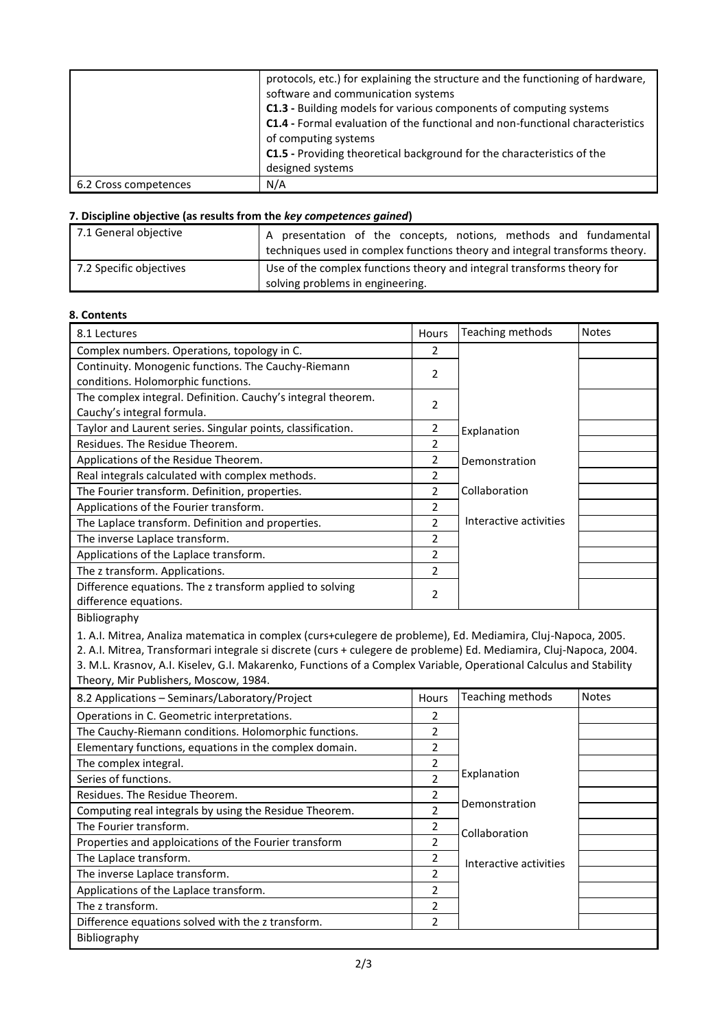| | |
|---|---|
| | protocols, etc.) for explaining the structure and the functioning of hardware, software and communication systems<br>**C1.3 -** Building models for various components of computing systems<br>**C1.4 -** Formal evaluation of the functional and non-functional characteristics of computing systems<br>**C1.5 -** Providing theoretical background for the characteristics of the designed systems |
| 6.2 Cross competences | N/A |

### 7. Discipline objective (as results from the *key competences gained*)

| | |
|---|---|
| 7.1 General objective | A presentation of the concepts, notions, methods and fundamental techniques used in complex functions theory and integral transforms theory. |
| 7.2 Specific objectives | Use of the complex functions theory and integral transforms theory for solving problems in engineering. |

### 8. Contents

| 8.1 Lectures | Hours | Teaching methods | Notes |
|---|---|---|---|
| Complex numbers. Operations, topology in C. | 2 | Explanation<br>Demonstration<br>Collaboration<br>Interactive activities | |
| Continuity. Monogenic functions. The Cauchy-Riemann conditions. Holomorphic functions. | 2 | | |
| The complex integral. Definition. Cauchy's integral theorem. Cauchy's integral formula. | 2 | | |
| Taylor and Laurent series. Singular points, classification. | 2 | | |
| Residues. The Residue Theorem. | 2 | | |
| Applications of the Residue Theorem. | 2 | | |
| Real integrals calculated with complex methods. | 2 | | |
| The Fourier transform. Definition, properties. | 2 | | |
| Applications of the Fourier transform. | 2 | | |
| The Laplace transform. Definition and properties. | 2 | | |
| The inverse Laplace transform. | 2 | | |
| Applications of the Laplace transform. | 2 | | |
| The z transform. Applications. | 2 | | |
| Difference equations. The z transform applied to solving difference equations. | 2 | | |

Bibliography

1. A.I. Mitrea, Analiza matematica in complex (curs+culegere de probleme), Ed. Mediamira, Cluj-Napoca, 2005.
2. A.I. Mitrea, Transformari integrale si discrete (curs + culegere de probleme) Ed. Mediamira, Cluj-Napoca, 2004.
3. M.L. Krasnov, A.I. Kiselev, G.I. Makarenko, Functions of a Complex Variable, Operational Calculus and Stability Theory, Mir Publishers, Moscow, 1984.

| 8.2 Applications – Seminars/Laboratory/Project | Hours | Teaching methods | Notes |
|---|---|---|---|
| Operations in C. Geometric interpretations. | 2 | Explanation<br>Demonstration<br>Collaboration<br>Interactive activities | |
| The Cauchy-Riemann conditions. Holomorphic functions. | 2 | | |
| Elementary functions, equations in the complex domain. | 2 | | |
| The complex integral. | 2 | | |
| Series of functions. | 2 | | |
| Residues. The Residue Theorem. | 2 | | |
| Computing real integrals by using the Residue Theorem. | 2 | | |
| The Fourier transform. | 2 | | |
| Properties and apploications of the Fourier transform | 2 | | |
| The Laplace transform. | 2 | | |
| The inverse Laplace transform. | 2 | | |
| Applications of the Laplace transform. | 2 | | |
| The z transform. | 2 | | |
| Difference equations solved with the z transform. | 2 | | |

Bibliography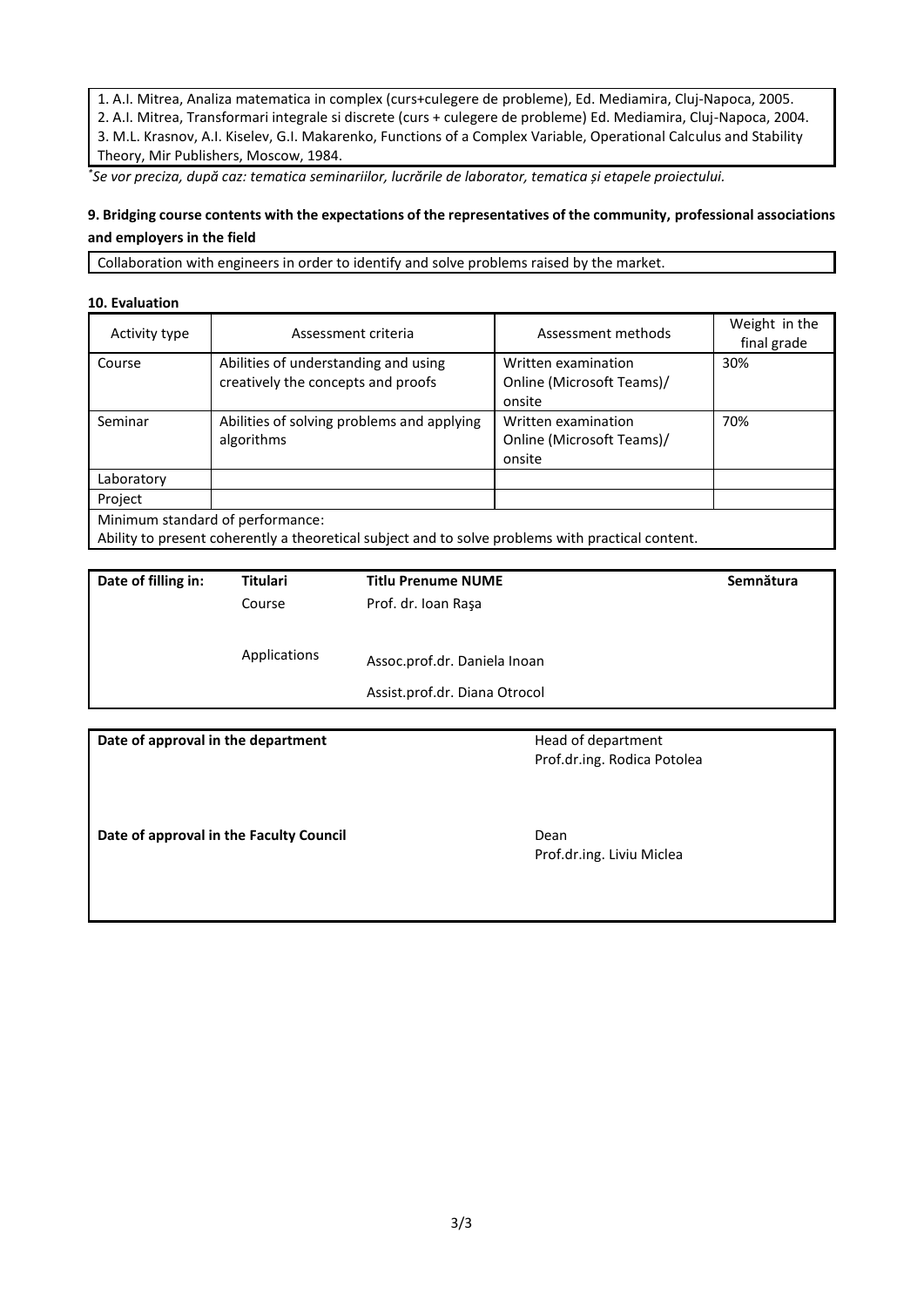1. A.I. Mitrea, Analiza matematica in complex (curs+culegere de probleme), Ed. Mediamira, Cluj-Napoca, 2005.
2. A.I. Mitrea, Transformari integrale si discrete (curs + culegere de probleme) Ed. Mediamira, Cluj-Napoca, 2004.
3. M.L. Krasnov, A.I. Kiselev, G.I. Makarenko, Functions of a Complex Variable, Operational Calculus and Stability Theory, Mir Publishers, Moscow, 1984.

*\*Se vor preciza, după caz: tematica seminariilor, lucrările de laborator, tematica și etapele proiectului.*

### 9. Bridging course contents with the expectations of the representatives of the community, professional associations and employers in the field

Collaboration with engineers in order to identify and solve problems raised by the market.

### 10. Evaluation

| Activity type | Assessment criteria | Assessment methods | Weight in the final grade |
|---|---|---|---|
| Course | Abilities of understanding and using creatively the concepts and proofs | Written examination Online (Microsoft Teams)/ onsite | 30% |
| Seminar | Abilities of solving problems and applying algorithms | Written examination Online (Microsoft Teams)/ onsite | 70% |
| Laboratory | | | |
| Project | | | |

Minimum standard of performance:
Ability to present coherently a theoretical subject and to solve problems with practical content.

| Date of filling in: | Titulari | Titlu Prenume NUME | Semnătura |
|---|---|---|---|
| | Course | Prof. dr. Ioan Raşa | |
| | Applications | Assoc.prof.dr. Daniela Inoan | |
| | | Assist.prof.dr. Diana Otrocol | |

| | |
|---|---|
| **Date of approval in the department** | Head of department<br>Prof.dr.ing. Rodica Potolea |
| **Date of approval in the Faculty Council** | Dean<br>Prof.dr.ing. Liviu Miclea |